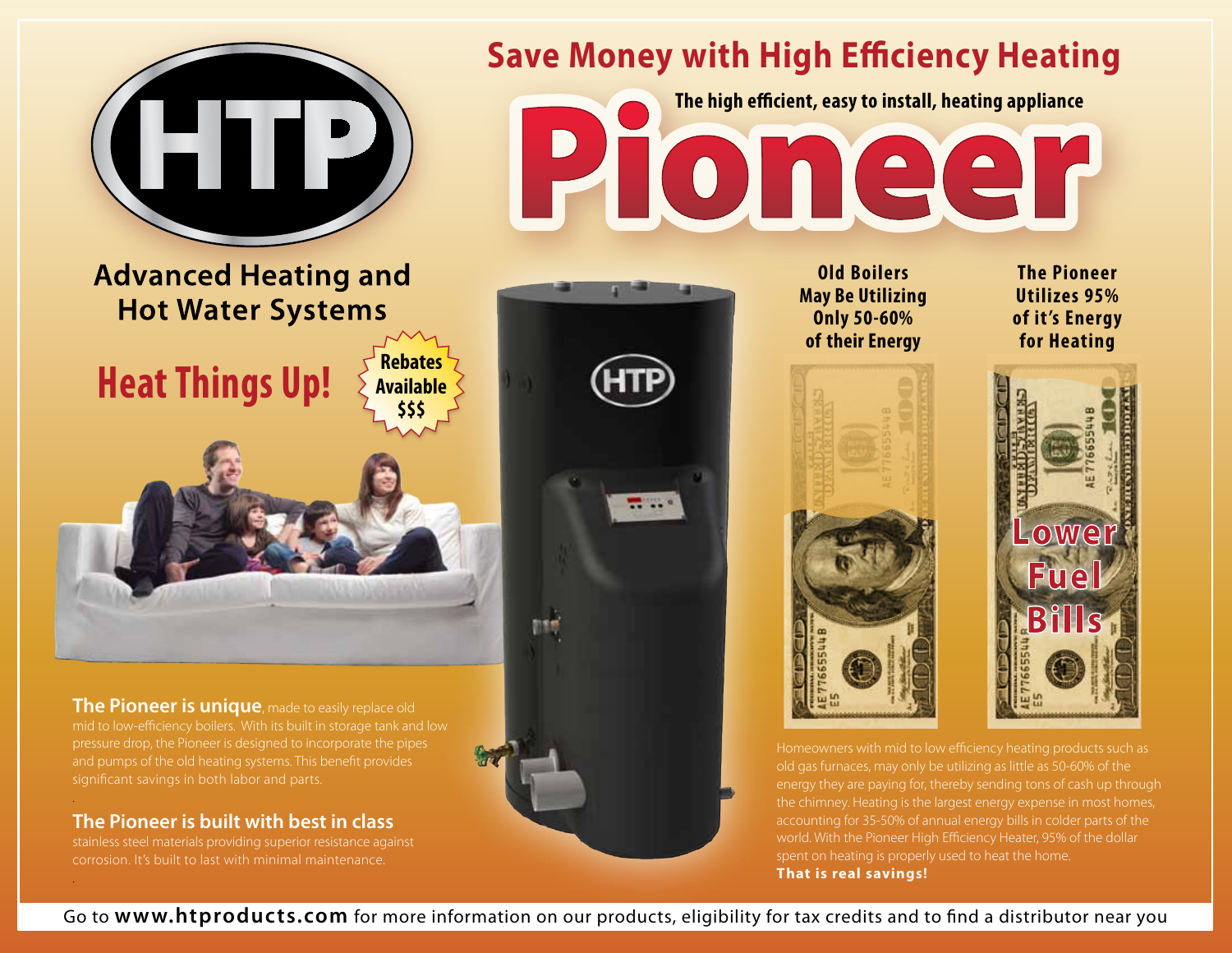# Save Money with High Efficiency Heating

## Pioneer

**The high efficient, easy to install, heating appliance**

HTP

## Advanced Heating and Hot Water Systems

## Heat Things Up!

**Rebates Available $$$**

**Old Boilers May Be Utilizing Only 50-60% of their Energy**

**The Pioneer Utilizes 95% of it's Energy for Heating**

**Lower Fuel Bills**

**The Pioneer is unique**, made to easily replace old mid to low-efficiency boilers. With its built in storage tank and low pressure drop, the Pioneer is designed to incorporate the pipes and pumps of the old heating systems. This benefit provides significant savings in both labor and parts.

**The Pioneer is built with best in class** stainless steel materials providing superior resistance against corrosion. It's built to last with minimal maintenance.

Homeowners with mid to low efficiency heating products such as old gas furnaces, may only be utilizing as little as 50-60% of the energy they are paying for, thereby sending tons of cash up through the chimney. Heating is the largest energy expense in most homes, accounting for 35-50% of annual energy bills in colder parts of the world. With the Pioneer High Efficiency Heater, 95% of the dollar spent on heating is properly used to heat the home. **That is real savings!**

Go to **www.htproducts.com** for more information on our products, eligibility for tax credits and to find a distributor near you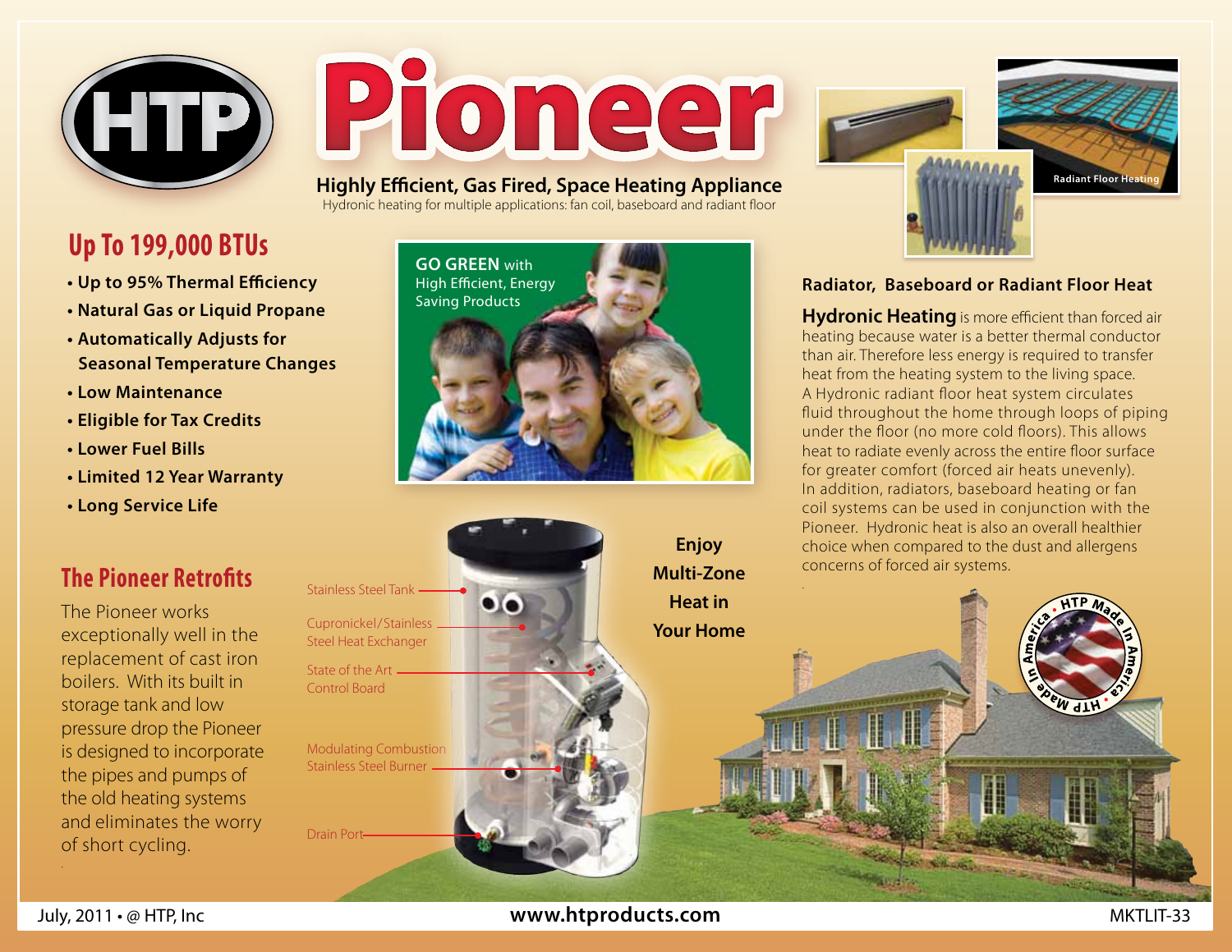# Pioneer

**Highly Efficient, Gas Fired, Space Heating Appliance**

Hydronic heating for multiple applications: fan coil, baseboard and radiant floor

Radiant Floor Heating

## Up To 199,000 BTUs

- **Up to 95% Thermal Efficiency**
- **Natural Gas or Liquid Propane**
- **Automatically Adjusts for Seasonal Temperature Changes**
- **Low Maintenance**
- **Eligible for Tax Credits**
- **Lower Fuel Bills**
- **Limited 12 Year Warranty**
- **Long Service Life**

**GO GREEN** with High Efficient, Energy Saving Products

## The Pioneer Retrofits

The Pioneer works exceptionally well in the replacement of cast iron boilers. With its built in storage tank and low pressure drop the Pioneer is designed to incorporate the pipes and pumps of the old heating systems and eliminates the worry of short cycling.

Stainless Steel Tank

Cupronickel/Stainless Steel Heat Exchanger

State of the Art Control Board

Modulating Combustion Stainless Steel Burner

Drain Port

**Enjoy Multi-Zone Heat in Your Home**

### Radiator, Baseboard or Radiant Floor Heat

**Hydronic Heating** is more efficient than forced air heating because water is a better thermal conductor than air. Therefore less energy is required to transfer heat from the heating system to the living space. A Hydronic radiant floor heat system circulates fluid throughout the home through loops of piping under the floor (no more cold floors). This allows heat to radiate evenly across the entire floor surface for greater comfort (forced air heats unevenly). In addition, radiators, baseboard heating or fan coil systems can be used in conjunction with the Pioneer. Hydronic heat is also an overall healthier choice when compared to the dust and allergens concerns of forced air systems.

HTP Made In America • HTP Made In America

July, 2011 • @ HTP, Inc

**www.htproducts.com**

MKTLIT-33